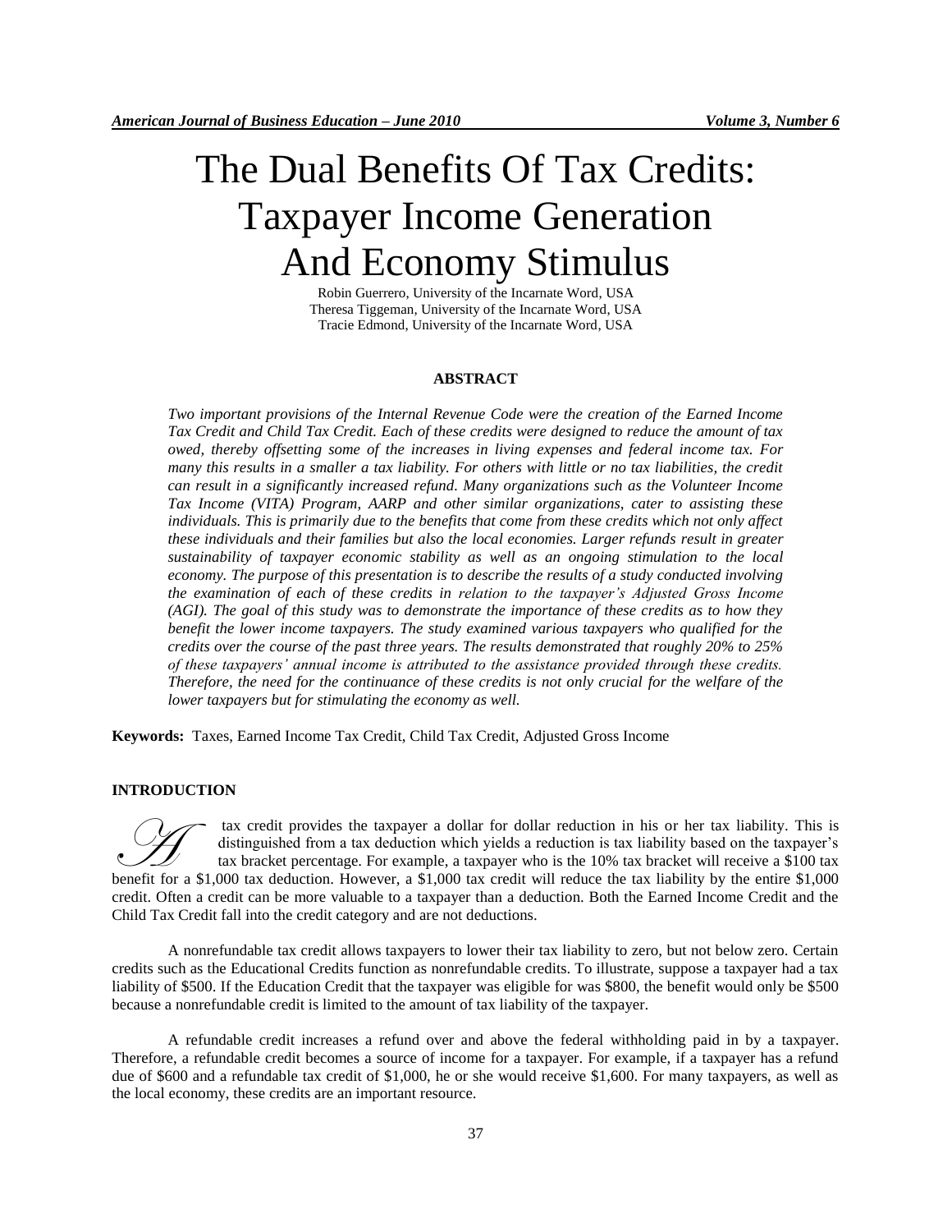# The Dual Benefits Of Tax Credits: Taxpayer Income Generation And Economy Stimulus

Robin Guerrero, University of the Incarnate Word, USA
Theresa Tiggeman, University of the Incarnate Word, USA
Tracie Edmond, University of the Incarnate Word, USA

## ABSTRACT

*Two important provisions of the Internal Revenue Code were the creation of the Earned Income Tax Credit and Child Tax Credit. Each of these credits were designed to reduce the amount of tax owed, thereby offsetting some of the increases in living expenses and federal income tax. For many this results in a smaller a tax liability. For others with little or no tax liabilities, the credit can result in a significantly increased refund. Many organizations such as the Volunteer Income Tax Income (VITA) Program, AARP and other similar organizations, cater to assisting these individuals. This is primarily due to the benefits that come from these credits which not only affect these individuals and their families but also the local economies. Larger refunds result in greater sustainability of taxpayer economic stability as well as an ongoing stimulation to the local economy. The purpose of this presentation is to describe the results of a study conducted involving the examination of each of these credits in relation to the taxpayer's Adjusted Gross Income (AGI). The goal of this study was to demonstrate the importance of these credits as to how they benefit the lower income taxpayers. The study examined various taxpayers who qualified for the credits over the course of the past three years. The results demonstrated that roughly 20% to 25% of these taxpayers' annual income is attributed to the assistance provided through these credits. Therefore, the need for the continuance of these credits is not only crucial for the welfare of the lower taxpayers but for stimulating the economy as well.*

**Keywords:** Taxes, Earned Income Tax Credit, Child Tax Credit, Adjusted Gross Income

## INTRODUCTION

A tax credit provides the taxpayer a dollar for dollar reduction in his or her tax liability. This is distinguished from a tax deduction which yields a reduction is tax liability based on the taxpayer's tax bracket percentage. For example, a taxpayer who is the 10% tax bracket will receive a $100 tax benefit for a $1,000 tax deduction. However, a $1,000 tax credit will reduce the tax liability by the entire $1,000 credit. Often a credit can be more valuable to a taxpayer than a deduction. Both the Earned Income Credit and the Child Tax Credit fall into the credit category and are not deductions.

A nonrefundable tax credit allows taxpayers to lower their tax liability to zero, but not below zero. Certain credits such as the Educational Credits function as nonrefundable credits. To illustrate, suppose a taxpayer had a tax liability of $500. If the Education Credit that the taxpayer was eligible for was $800, the benefit would only be $500 because a nonrefundable credit is limited to the amount of tax liability of the taxpayer.

A refundable credit increases a refund over and above the federal withholding paid in by a taxpayer. Therefore, a refundable credit becomes a source of income for a taxpayer. For example, if a taxpayer has a refund due of $600 and a refundable tax credit of $1,000, he or she would receive $1,600. For many taxpayers, as well as the local economy, these credits are an important resource.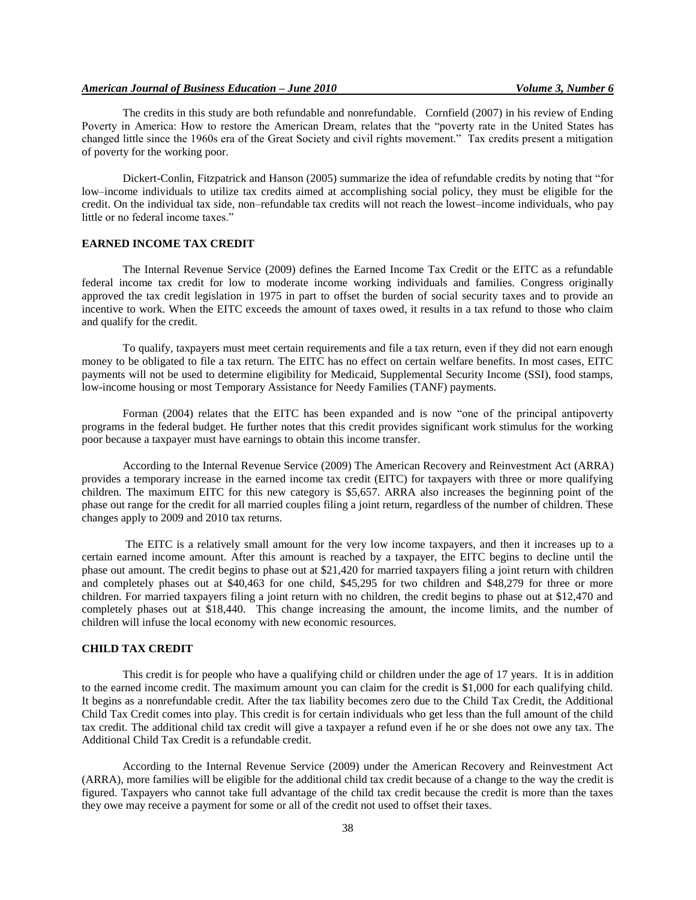The credits in this study are both refundable and nonrefundable. Cornfield (2007) in his review of Ending Poverty in America: How to restore the American Dream, relates that the "poverty rate in the United States has changed little since the 1960s era of the Great Society and civil rights movement." Tax credits present a mitigation of poverty for the working poor.

Dickert-Conlin, Fitzpatrick and Hanson (2005) summarize the idea of refundable credits by noting that "for low–income individuals to utilize tax credits aimed at accomplishing social policy, they must be eligible for the credit. On the individual tax side, non–refundable tax credits will not reach the lowest–income individuals, who pay little or no federal income taxes."

## EARNED INCOME TAX CREDIT

The Internal Revenue Service (2009) defines the Earned Income Tax Credit or the EITC as a refundable federal income tax credit for low to moderate income working individuals and families. Congress originally approved the tax credit legislation in 1975 in part to offset the burden of social security taxes and to provide an incentive to work. When the EITC exceeds the amount of taxes owed, it results in a tax refund to those who claim and qualify for the credit.

To qualify, taxpayers must meet certain requirements and file a tax return, even if they did not earn enough money to be obligated to file a tax return. The EITC has no effect on certain welfare benefits. In most cases, EITC payments will not be used to determine eligibility for Medicaid, Supplemental Security Income (SSI), food stamps, low-income housing or most Temporary Assistance for Needy Families (TANF) payments.

Forman (2004) relates that the EITC has been expanded and is now "one of the principal antipoverty programs in the federal budget. He further notes that this credit provides significant work stimulus for the working poor because a taxpayer must have earnings to obtain this income transfer.

According to the Internal Revenue Service (2009) The American Recovery and Reinvestment Act (ARRA) provides a temporary increase in the earned income tax credit (EITC) for taxpayers with three or more qualifying children. The maximum EITC for this new category is $5,657. ARRA also increases the beginning point of the phase out range for the credit for all married couples filing a joint return, regardless of the number of children. These changes apply to 2009 and 2010 tax returns.

The EITC is a relatively small amount for the very low income taxpayers, and then it increases up to a certain earned income amount. After this amount is reached by a taxpayer, the EITC begins to decline until the phase out amount. The credit begins to phase out at $21,420 for married taxpayers filing a joint return with children and completely phases out at $40,463 for one child, $45,295 for two children and $48,279 for three or more children. For married taxpayers filing a joint return with no children, the credit begins to phase out at $12,470 and completely phases out at $18,440. This change increasing the amount, the income limits, and the number of children will infuse the local economy with new economic resources.

## CHILD TAX CREDIT

This credit is for people who have a qualifying child or children under the age of 17 years. It is in addition to the earned income credit. The maximum amount you can claim for the credit is $1,000 for each qualifying child. It begins as a nonrefundable credit. After the tax liability becomes zero due to the Child Tax Credit, the Additional Child Tax Credit comes into play. This credit is for certain individuals who get less than the full amount of the child tax credit. The additional child tax credit will give a taxpayer a refund even if he or she does not owe any tax. The Additional Child Tax Credit is a refundable credit.

According to the Internal Revenue Service (2009) under the American Recovery and Reinvestment Act (ARRA), more families will be eligible for the additional child tax credit because of a change to the way the credit is figured. Taxpayers who cannot take full advantage of the child tax credit because the credit is more than the taxes they owe may receive a payment for some or all of the credit not used to offset their taxes.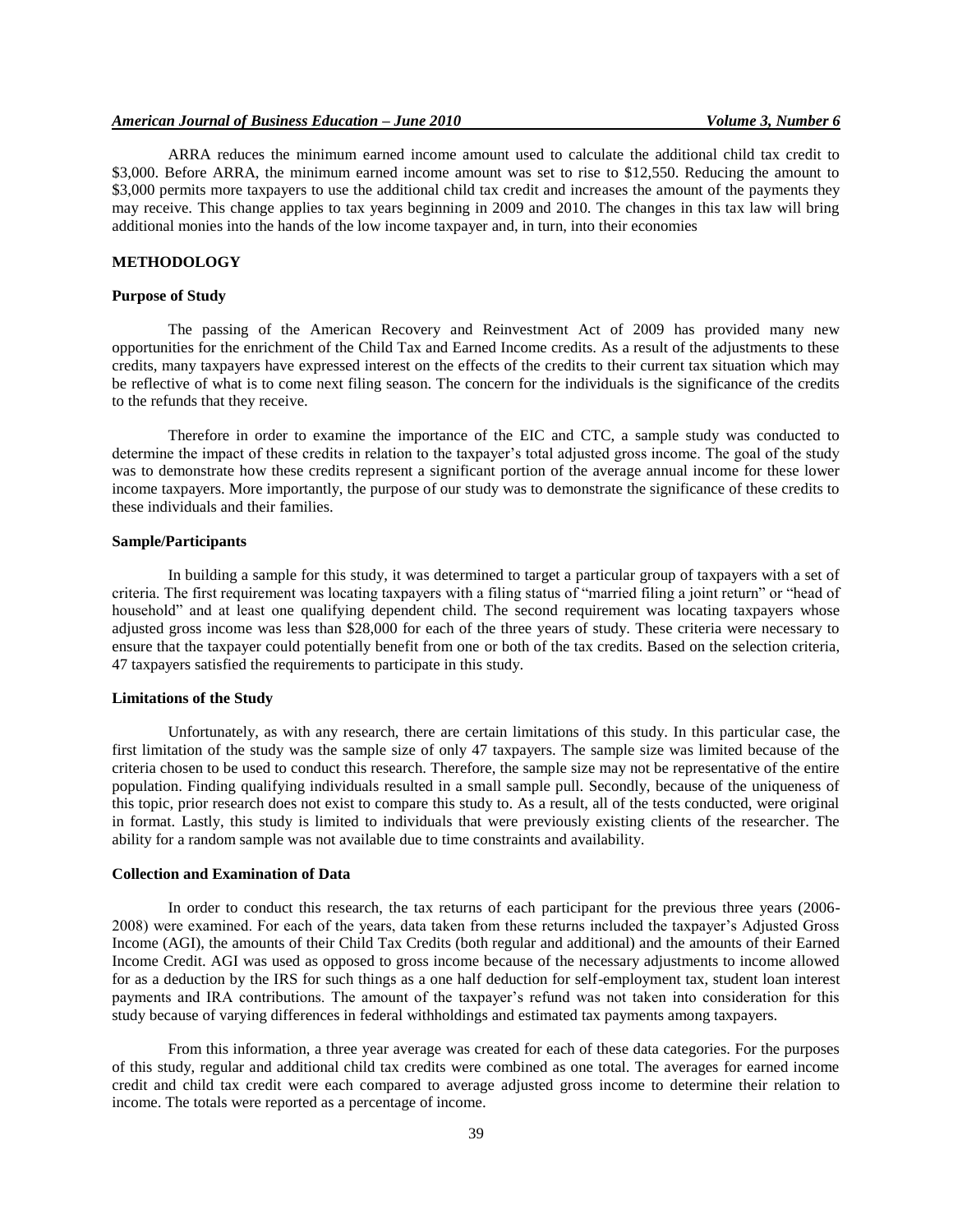ARRA reduces the minimum earned income amount used to calculate the additional child tax credit to $3,000. Before ARRA, the minimum earned income amount was set to rise to $12,550. Reducing the amount to $3,000 permits more taxpayers to use the additional child tax credit and increases the amount of the payments they may receive. This change applies to tax years beginning in 2009 and 2010. The changes in this tax law will bring additional monies into the hands of the low income taxpayer and, in turn, into their economies

## METHODOLOGY

### Purpose of Study

The passing of the American Recovery and Reinvestment Act of 2009 has provided many new opportunities for the enrichment of the Child Tax and Earned Income credits. As a result of the adjustments to these credits, many taxpayers have expressed interest on the effects of the credits to their current tax situation which may be reflective of what is to come next filing season. The concern for the individuals is the significance of the credits to the refunds that they receive.

Therefore in order to examine the importance of the EIC and CTC, a sample study was conducted to determine the impact of these credits in relation to the taxpayer's total adjusted gross income. The goal of the study was to demonstrate how these credits represent a significant portion of the average annual income for these lower income taxpayers. More importantly, the purpose of our study was to demonstrate the significance of these credits to these individuals and their families.

### Sample/Participants

In building a sample for this study, it was determined to target a particular group of taxpayers with a set of criteria. The first requirement was locating taxpayers with a filing status of "married filing a joint return" or "head of household" and at least one qualifying dependent child. The second requirement was locating taxpayers whose adjusted gross income was less than $28,000 for each of the three years of study. These criteria were necessary to ensure that the taxpayer could potentially benefit from one or both of the tax credits. Based on the selection criteria, 47 taxpayers satisfied the requirements to participate in this study.

### Limitations of the Study

Unfortunately, as with any research, there are certain limitations of this study. In this particular case, the first limitation of the study was the sample size of only 47 taxpayers. The sample size was limited because of the criteria chosen to be used to conduct this research. Therefore, the sample size may not be representative of the entire population. Finding qualifying individuals resulted in a small sample pull. Secondly, because of the uniqueness of this topic, prior research does not exist to compare this study to. As a result, all of the tests conducted, were original in format. Lastly, this study is limited to individuals that were previously existing clients of the researcher. The ability for a random sample was not available due to time constraints and availability.

### Collection and Examination of Data

In order to conduct this research, the tax returns of each participant for the previous three years (2006-2008) were examined. For each of the years, data taken from these returns included the taxpayer's Adjusted Gross Income (AGI), the amounts of their Child Tax Credits (both regular and additional) and the amounts of their Earned Income Credit. AGI was used as opposed to gross income because of the necessary adjustments to income allowed for as a deduction by the IRS for such things as a one half deduction for self-employment tax, student loan interest payments and IRA contributions. The amount of the taxpayer's refund was not taken into consideration for this study because of varying differences in federal withholdings and estimated tax payments among taxpayers.

From this information, a three year average was created for each of these data categories. For the purposes of this study, regular and additional child tax credits were combined as one total. The averages for earned income credit and child tax credit were each compared to average adjusted gross income to determine their relation to income. The totals were reported as a percentage of income.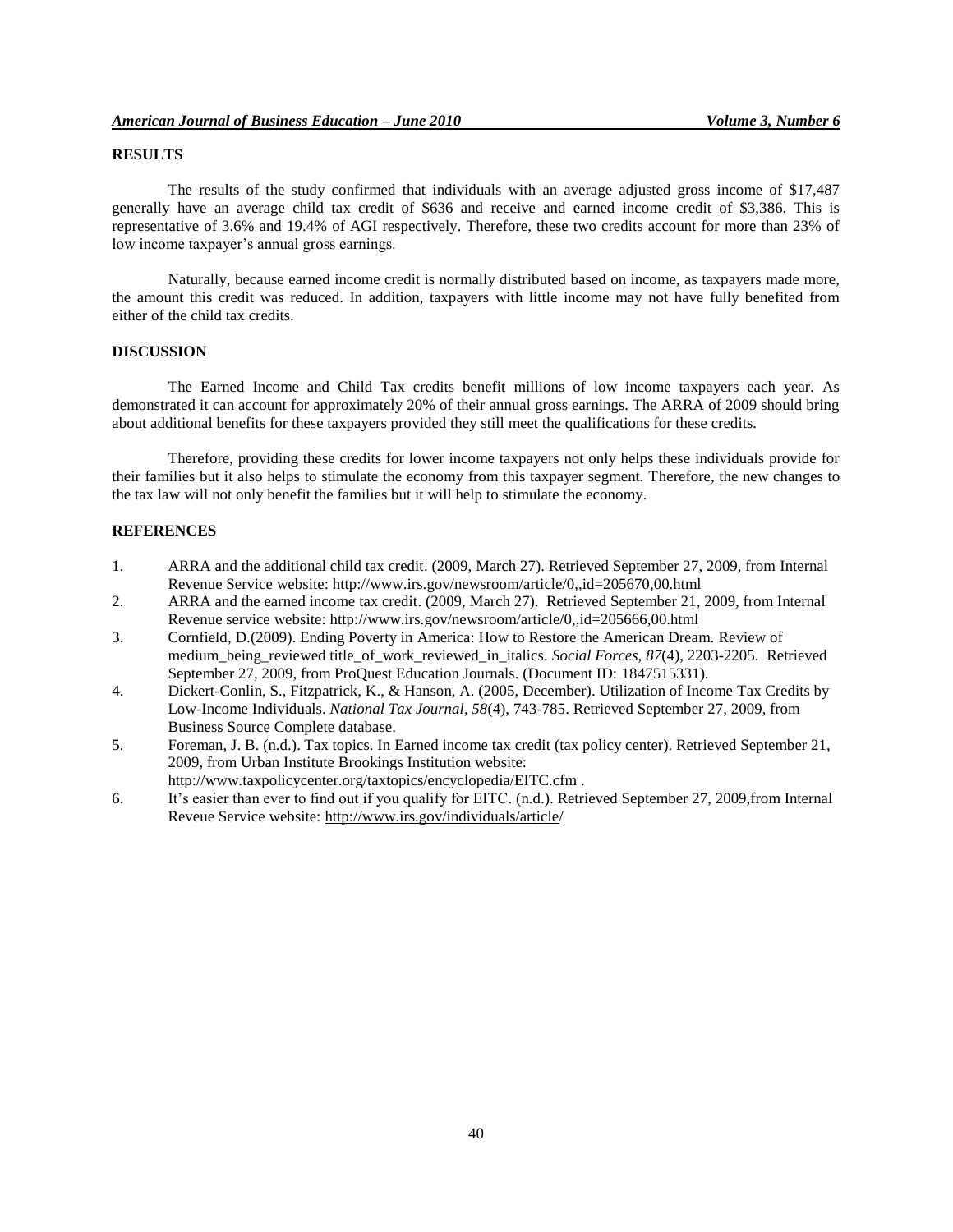## RESULTS

The results of the study confirmed that individuals with an average adjusted gross income of $17,487 generally have an average child tax credit of $636 and receive and earned income credit of $3,386. This is representative of 3.6% and 19.4% of AGI respectively. Therefore, these two credits account for more than 23% of low income taxpayer's annual gross earnings.

Naturally, because earned income credit is normally distributed based on income, as taxpayers made more, the amount this credit was reduced. In addition, taxpayers with little income may not have fully benefited from either of the child tax credits.

## DISCUSSION

The Earned Income and Child Tax credits benefit millions of low income taxpayers each year. As demonstrated it can account for approximately 20% of their annual gross earnings. The ARRA of 2009 should bring about additional benefits for these taxpayers provided they still meet the qualifications for these credits.

Therefore, providing these credits for lower income taxpayers not only helps these individuals provide for their families but it also helps to stimulate the economy from this taxpayer segment. Therefore, the new changes to the tax law will not only benefit the families but it will help to stimulate the economy.

## REFERENCES

1. ARRA and the additional child tax credit. (2009, March 27). Retrieved September 27, 2009, from Internal Revenue Service website: http://www.irs.gov/newsroom/article/0,,id=205670,00.html
2. ARRA and the earned income tax credit. (2009, March 27). Retrieved September 21, 2009, from Internal Revenue service website: http://www.irs.gov/newsroom/article/0,,id=205666,00.html
3. Cornfield, D.(2009). Ending Poverty in America: How to Restore the American Dream. Review of medium_being_reviewed title_of_work_reviewed_in_italics. *Social Forces, 87*(4), 2203-2205. Retrieved September 27, 2009, from ProQuest Education Journals. (Document ID: 1847515331).
4. Dickert-Conlin, S., Fitzpatrick, K., & Hanson, A. (2005, December). Utilization of Income Tax Credits by Low-Income Individuals. *National Tax Journal*, *58*(4), 743-785. Retrieved September 27, 2009, from Business Source Complete database.
5. Foreman, J. B. (n.d.). Tax topics. In Earned income tax credit (tax policy center). Retrieved September 21, 2009, from Urban Institute Brookings Institution website: http://www.taxpolicycenter.org/taxtopics/encyclopedia/EITC.cfm .
6. It's easier than ever to find out if you qualify for EITC. (n.d.). Retrieved September 27, 2009,from Internal Reveue Service website: http://www.irs.gov/individuals/article/